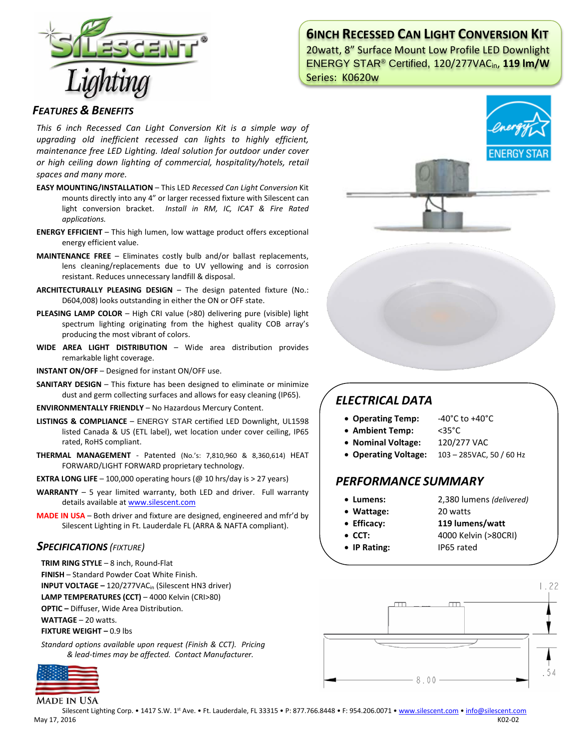# 6INCH RECESSED CAN LIGHT CONVERSION KIT

20watt, 8" Surface Mount Low Profile LED Downlight
ENERGY STAR® Certified, 120/277VAC$_{in}$, **119 lm/W**
Series: K0620w

## FEATURES & BENEFITS

*This 6 inch Recessed Can Light Conversion Kit is a simple way of upgrading old inefficient recessed can lights to highly efficient, maintenance free LED Lighting. Ideal solution for outdoor under cover or high ceiling down lighting of commercial, hospitality/hotels, retail spaces and many more.*

**EASY MOUNTING/INSTALLATION** – This LED *Recessed Can Light Conversion* Kit mounts directly into any 4" or larger recessed fixture with Silescent can light conversion bracket. *Install in RM, IC, ICAT & Fire Rated applications.*

**ENERGY EFFICIENT** – This high lumen, low wattage product offers exceptional energy efficient value.

**MAINTENANCE FREE** – Eliminates costly bulb and/or ballast replacements, lens cleaning/replacements due to UV yellowing and is corrosion resistant. Reduces unnecessary landfill & disposal.

**ARCHITECTURALLY PLEASING DESIGN** – The design patented fixture (No.: D604,008) looks outstanding in either the ON or OFF state.

**PLEASING LAMP COLOR** – High CRI value (>80) delivering pure (visible) light spectrum lighting originating from the highest quality COB array's producing the most vibrant of colors.

**WIDE AREA LIGHT DISTRIBUTION** – Wide area distribution provides remarkable light coverage.

**INSTANT ON/OFF** – Designed for instant ON/OFF use.

**SANITARY DESIGN** – This fixture has been designed to eliminate or minimize dust and germ collecting surfaces and allows for easy cleaning (IP65).

**ENVIRONMENTALLY FRIENDLY** – No Hazardous Mercury Content.

**LISTINGS & COMPLIANCE** – ENERGY STAR certified LED Downlight, UL1598 listed Canada & US (ETL label), wet location under cover ceiling, IP65 rated, RoHS compliant.

**THERMAL MANAGEMENT** - Patented (No.'s: 7,810,960 & 8,360,614) HEAT FORWARD/LIGHT FORWARD proprietary technology.

**EXTRA LONG LIFE** – 100,000 operating hours (@ 10 hrs/day is > 27 years)

**WARRANTY** – 5 year limited warranty, both LED and driver. Full warranty details available at www.silescent.com

**MADE IN USA** – Both driver and fixture are designed, engineered and mfr'd by Silescent Lighting in Ft. Lauderdale FL (ARRA & NAFTA compliant).

## SPECIFICATIONS *(FIXTURE)*

**TRIM RING STYLE** – 8 inch, Round-Flat
**FINISH** – Standard Powder Coat White Finish.
**INPUT VOLTAGE –** 120/277VAC$_{in}$ (Silescent HN3 driver)
**LAMP TEMPERATURES (CCT)** – 4000 Kelvin (CRI>80)
**OPTIC –** Diffuser, Wide Area Distribution.
**WATTAGE** – 20 watts.
**FIXTURE WEIGHT –** 0.9 lbs

*Standard options available upon request (Finish & CCT). Pricing & lead-times may be affected. Contact Manufacturer.*

MADE IN USA

## ELECTRICAL DATA

- **Operating Temp:** -40°C to +40°C
- **Ambient Temp:** <35°C
- **Nominal Voltage:** 120/277 VAC
- **Operating Voltage:** 103 – 285VAC, 50 / 60 Hz

## PERFORMANCE SUMMARY

- **Lumens:** 2,380 lumens *(delivered)*
- **Wattage:** 20 watts
- **Efficacy:** **119 lumens/watt**
- **CCT:** 4000 Kelvin (>80CRI)
- **IP Rating:** IP65 rated

1.22
.54
8.00

Silescent Lighting Corp. • 1417 S.W. 1st Ave. • Ft. Lauderdale, FL 33315 • P: 877.766.8448 • F: 954.206.0071 • www.silescent.com • info@silescent.com
May 17, 2016 K02-02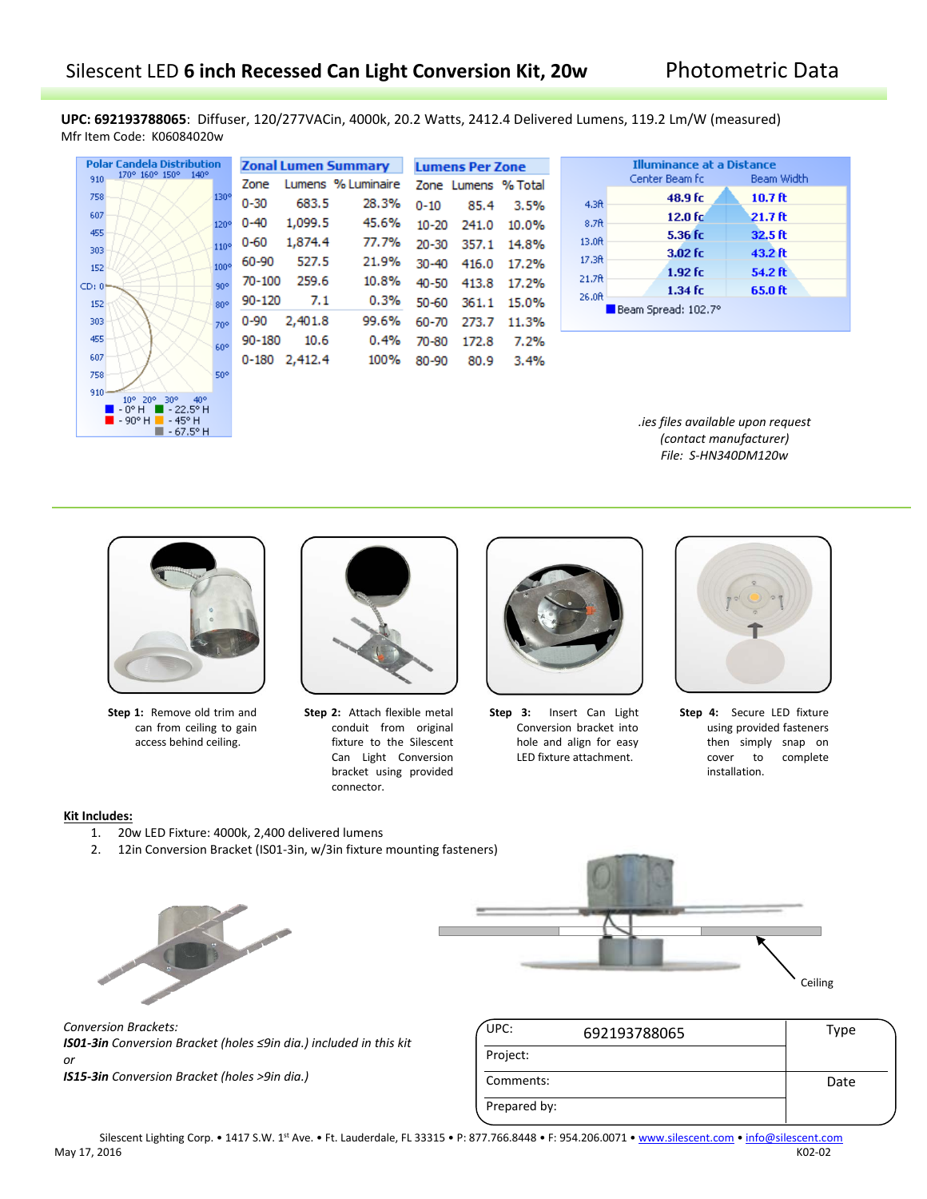# Silescent LED **6 inch Recessed Can Light Conversion Kit, 20w** — Photometric Data

**UPC: 692193788065**: Diffuser, 120/277VACin, 4000k, 20.2 Watts, 2412.4 Delivered Lumens, 119.2 Lm/W (measured)
Mfr Item Code: K06084020w

**Polar Candela Distribution**

170° 160° 150° 140°
910, 758, 607, 455, 303, 152, CD: 0, 152, 303, 455, 607, 758, 910
130°, 120°, 110°, 100°, 90°, 80°, 70°, 60°, 50°
10° 20° 30° 40°
- 0° H
- 22.5° H
- 90° H
- 45° H
- 67.5° H

**Zonal Lumen Summary**

| Zone | Lumens | % Luminaire |
|---|---|---|
| 0-30 | 683.5 | 28.3% |
| 0-40 | 1,099.5 | 45.6% |
| 0-60 | 1,874.4 | 77.7% |
| 60-90 | 527.5 | 21.9% |
| 70-100 | 259.6 | 10.8% |
| 90-120 | 7.1 | 0.3% |
| 0-90 | 2,401.8 | 99.6% |
| 90-180 | 10.6 | 0.4% |
| 0-180 | 2,412.4 | 100% |

**Lumens Per Zone**

| Zone | Lumens | % Total |
|---|---|---|
| 0-10 | 85.4 | 3.5% |
| 10-20 | 241.0 | 10.0% |
| 20-30 | 357.1 | 14.8% |
| 30-40 | 416.0 | 17.2% |
| 40-50 | 413.8 | 17.2% |
| 50-60 | 361.1 | 15.0% |
| 60-70 | 273.7 | 11.3% |
| 70-80 | 172.8 | 7.2% |
| 80-90 | 80.9 | 3.4% |

**Illuminance at a Distance**

| | Center Beam fc | Beam Width |
|---|---|---|
| 4.3ft | 48.9 fc | 10.7 ft |
| 8.7ft | 12.0 fc | 21.7 ft |
| 13.0ft | 5.36 fc | 32.5 ft |
| 17.3ft | 3.02 fc | 43.2 ft |
| 21.7ft | 1.92 fc | 54.2 ft |
| 26.0ft | 1.34 fc | 65.0 ft |

Beam Spread: 102.7°

*.ies files available upon request (contact manufacturer)*
*File: S-HN340DM120w*

**Step 1:** Remove old trim and can from ceiling to gain access behind ceiling.

**Step 2:** Attach flexible metal conduit from original fixture to the Silescent Can Light Conversion bracket using provided connector.

**Step 3:** Insert Can Light Conversion bracket into hole and align for easy LED fixture attachment.

**Step 4:** Secure LED fixture using provided fasteners then simply snap on cover to complete installation.

**Kit Includes:**

1. 20w LED Fixture: 4000k, 2,400 delivered lumens
2. 12in Conversion Bracket (IS01-3in, w/3in fixture mounting fasteners)

Ceiling

*Conversion Brackets:*
***IS01-3in** Conversion Bracket (holes ≤9in dia.) included in this kit*
*or*
***IS15-3in** Conversion Bracket (holes >9in dia.)*

| UPC: 692193788065 | Type |
|---|---|
| Project: | |
| Comments: | Date |
| Prepared by: | |

Silescent Lighting Corp. • 1417 S.W. 1st Ave. • Ft. Lauderdale, FL 33315 • P: 877.766.8448 • F: 954.206.0071 • www.silescent.com • info@silescent.com

May 17, 2016 — K02-02